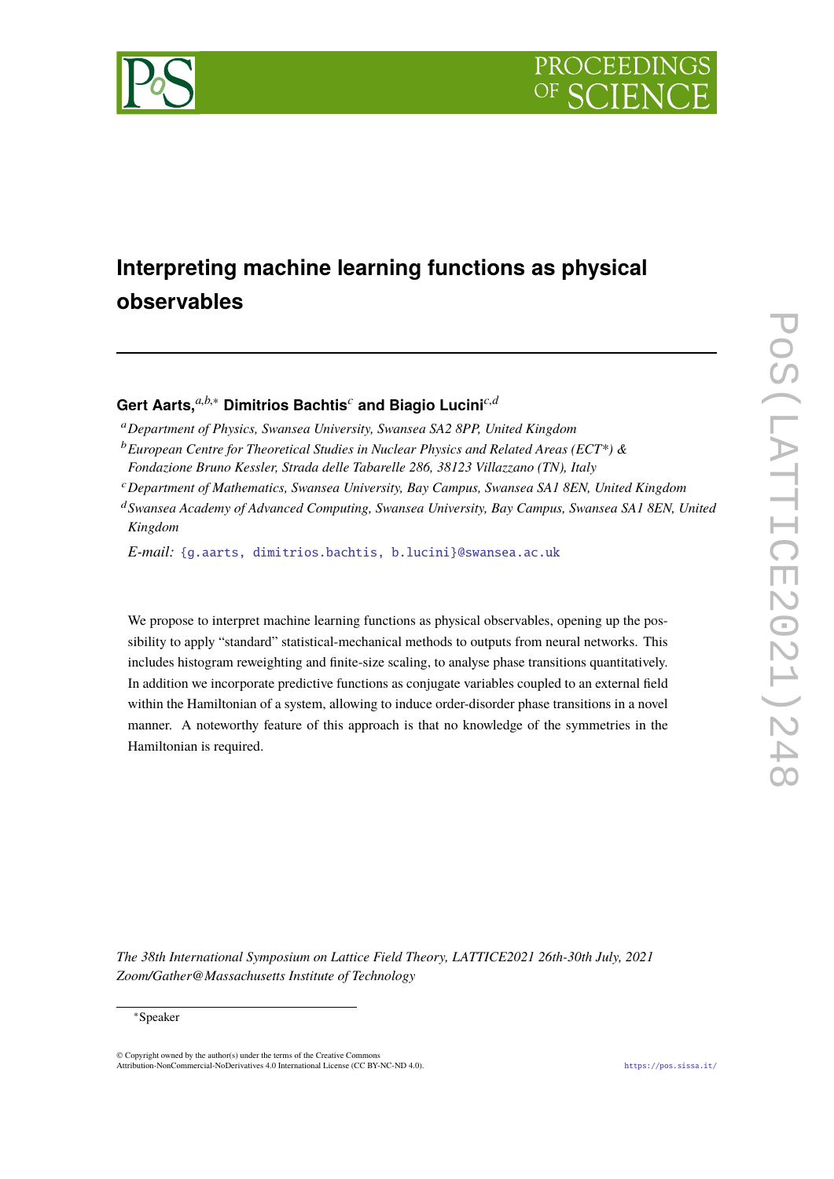# Interpreting machine learning functions as physical observables

**Gert Aarts,**[a,b,*] **Dimitrios Bachtis**[c] **and Biagio Lucini**[c,d]

[a] *Department of Physics, Swansea University, Swansea SA2 8PP, United Kingdom*

[b] *European Centre for Theoretical Studies in Nuclear Physics and Related Areas (ECT*) & Fondazione Bruno Kessler, Strada delle Tabarelle 286, 38123 Villazzano (TN), Italy*

[c] *Department of Mathematics, Swansea University, Bay Campus, Swansea SA1 8EN, United Kingdom*

[d] *Swansea Academy of Advanced Computing, Swansea University, Bay Campus, Swansea SA1 8EN, United Kingdom*

*E-mail:* {g.aarts, dimitrios.bachtis, b.lucini}@swansea.ac.uk

We propose to interpret machine learning functions as physical observables, opening up the possibility to apply "standard" statistical-mechanical methods to outputs from neural networks. This includes histogram reweighting and finite-size scaling, to analyse phase transitions quantitatively. In addition we incorporate predictive functions as conjugate variables coupled to an external field within the Hamiltonian of a system, allowing to induce order-disorder phase transitions in a novel manner. A noteworthy feature of this approach is that no knowledge of the symmetries in the Hamiltonian is required.

*The 38th International Symposium on Lattice Field Theory, LATTICE2021 26th-30th July, 2021 Zoom/Gather@Massachusetts Institute of Technology*

[*] Speaker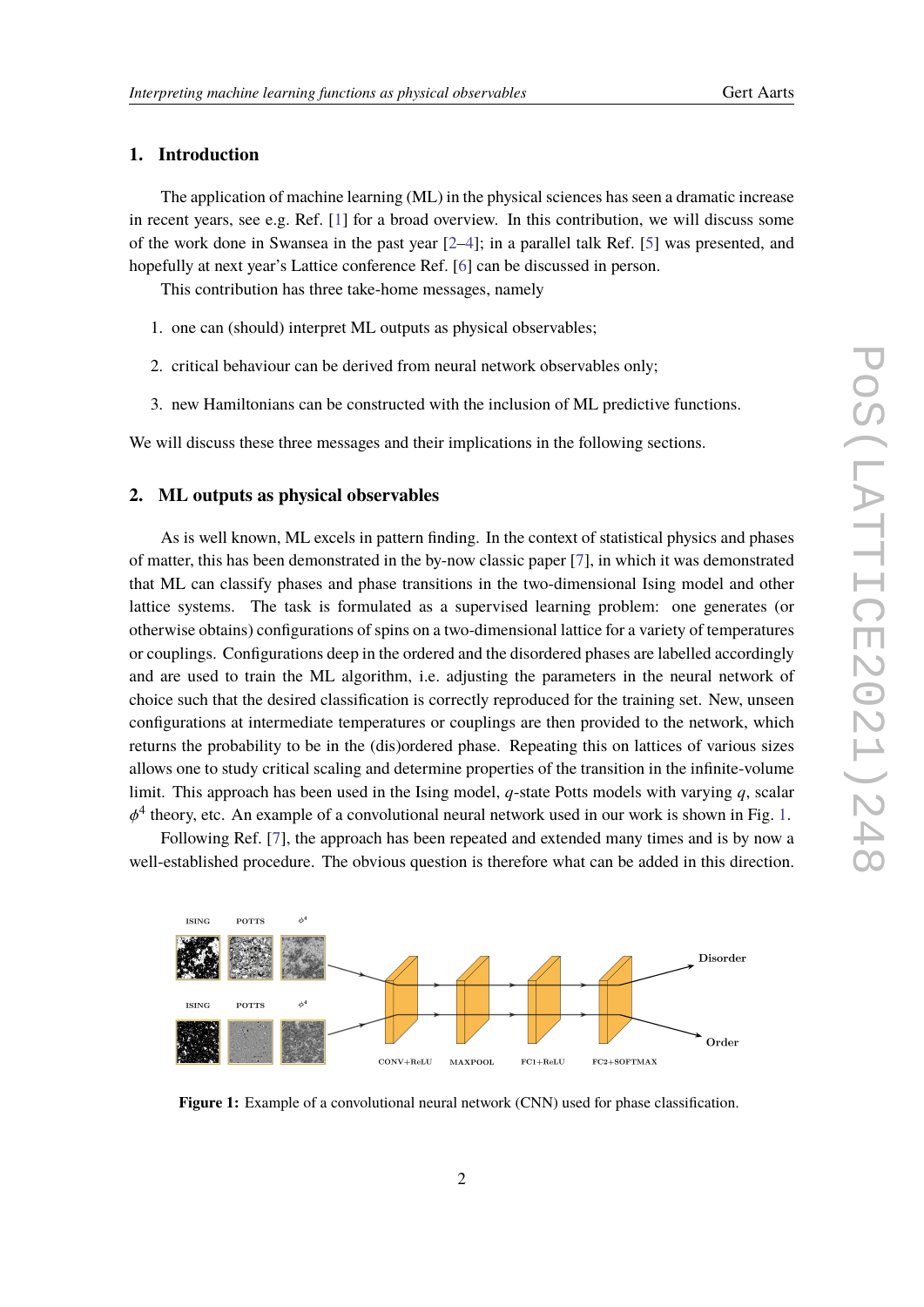## 1. Introduction

The application of machine learning (ML) in the physical sciences has seen a dramatic increase in recent years, see e.g. Ref. [1] for a broad overview. In this contribution, we will discuss some of the work done in Swansea in the past year [2–4]; in a parallel talk Ref. [5] was presented, and hopefully at next year's Lattice conference Ref. [6] can be discussed in person.

This contribution has three take-home messages, namely

1. one can (should) interpret ML outputs as physical observables;
2. critical behaviour can be derived from neural network observables only;
3. new Hamiltonians can be constructed with the inclusion of ML predictive functions.

We will discuss these three messages and their implications in the following sections.

## 2. ML outputs as physical observables

As is well known, ML excels in pattern finding. In the context of statistical physics and phases of matter, this has been demonstrated in the by-now classic paper [7], in which it was demonstrated that ML can classify phases and phase transitions in the two-dimensional Ising model and other lattice systems. The task is formulated as a supervised learning problem: one generates (or otherwise obtains) configurations of spins on a two-dimensional lattice for a variety of temperatures or couplings. Configurations deep in the ordered and the disordered phases are labelled accordingly and are used to train the ML algorithm, i.e. adjusting the parameters in the neural network of choice such that the desired classification is correctly reproduced for the training set. New, unseen configurations at intermediate temperatures or couplings are then provided to the network, which returns the probability to be in the (dis)ordered phase. Repeating this on lattices of various sizes allows one to study critical scaling and determine properties of the transition in the infinite-volume limit. This approach has been used in the Ising model, $q$-state Potts models with varying $q$, scalar $\phi^4$ theory, etc. An example of a convolutional neural network used in our work is shown in Fig. 1.

Following Ref. [7], the approach has been repeated and extended many times and is by now a well-established procedure. The obvious question is therefore what can be added in this direction.

**Figure 1:** Example of a convolutional neural network (CNN) used for phase classification.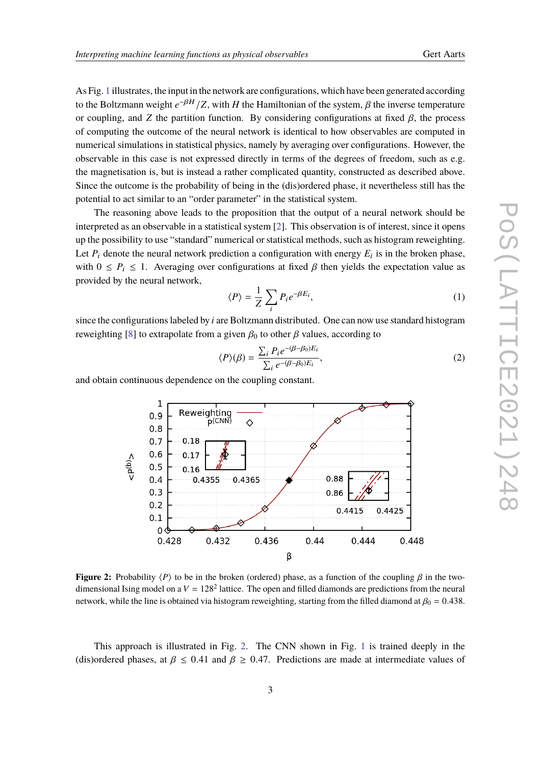As Fig. 1 illustrates, the input in the network are configurations, which have been generated according to the Boltzmann weight $e^{-\beta H}/Z$, with $H$ the Hamiltonian of the system, $\beta$ the inverse temperature or coupling, and $Z$ the partition function. By considering configurations at fixed $\beta$, the process of computing the outcome of the neural network is identical to how observables are computed in numerical simulations in statistical physics, namely by averaging over configurations. However, the observable in this case is not expressed directly in terms of the degrees of freedom, such as e.g. the magnetisation is, but is instead a rather complicated quantity, constructed as described above. Since the outcome is the probability of being in the (dis)ordered phase, it nevertheless still has the potential to act similar to an "order parameter" in the statistical system.

The reasoning above leads to the proposition that the output of a neural network should be interpreted as an observable in a statistical system [2]. This observation is of interest, since it opens up the possibility to use "standard" numerical or statistical methods, such as histogram reweighting. Let $P_i$ denote the neural network prediction a configuration with energy $E_i$ is in the broken phase, with $0 \leq P_i \leq 1$. Averaging over configurations at fixed $\beta$ then yields the expectation value as provided by the neural network,

$$\langle P \rangle = \frac{1}{Z} \sum_i P_i e^{-\beta E_i}, \tag{1}$$

since the configurations labeled by $i$ are Boltzmann distributed. One can now use standard histogram reweighting [8] to extrapolate from a given $\beta_0$ to other $\beta$ values, according to

$$\langle P \rangle(\beta) = \frac{\sum_i P_i e^{-(\beta-\beta_0)E_i}}{\sum_i e^{-(\beta-\beta_0)E_i}}, \tag{2}$$

and obtain continuous dependence on the coupling constant.

**Figure 2:** Probability $\langle P \rangle$ to be in the broken (ordered) phase, as a function of the coupling $\beta$ in the two-dimensional Ising model on a $V = 128^2$ lattice. The open and filled diamonds are predictions from the neural network, while the line is obtained via histogram reweighting, starting from the filled diamond at $\beta_0 = 0.438$.

This approach is illustrated in Fig. 2. The CNN shown in Fig. 1 is trained deeply in the (dis)ordered phases, at $\beta \leq 0.41$ and $\beta \geq 0.47$. Predictions are made at intermediate values of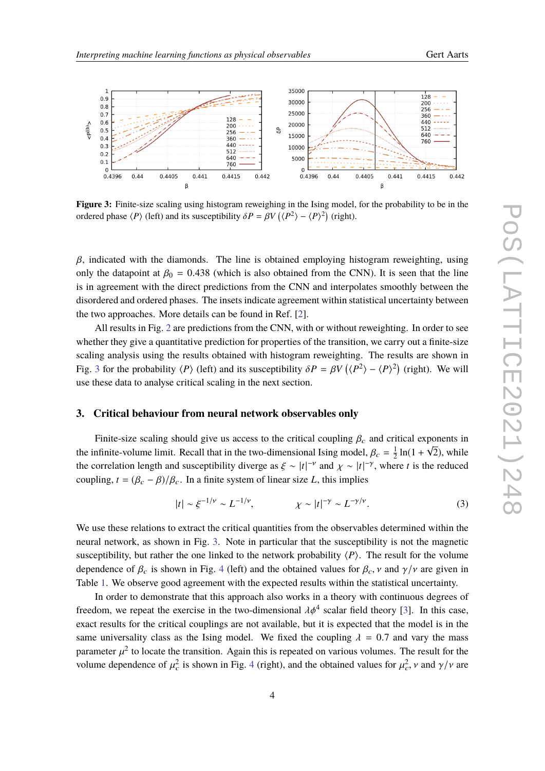**Figure 3:** Finite-size scaling using histogram reweighting in the Ising model, for the probability to be in the ordered phase $\langle P \rangle$ (left) and its susceptibility $\delta P = \beta V \left(\langle P^2 \rangle - \langle P \rangle^2\right)$ (right).

$\beta$, indicated with the diamonds. The line is obtained employing histogram reweighting, using only the datapoint at $\beta_0 = 0.438$ (which is also obtained from the CNN). It is seen that the line is in agreement with the direct predictions from the CNN and interpolates smoothly between the disordered and ordered phases. The insets indicate agreement within statistical uncertainty between the two approaches. More details can be found in Ref. [2].

All results in Fig. 2 are predictions from the CNN, with or without reweighting. In order to see whether they give a quantitative prediction for properties of the transition, we carry out a finite-size scaling analysis using the results obtained with histogram reweighting. The results are shown in Fig. 3 for the probability $\langle P \rangle$ (left) and its susceptibility $\delta P = \beta V \left(\langle P^2 \rangle - \langle P \rangle^2\right)$ (right). We will use these data to analyse critical scaling in the next section.

## 3. Critical behaviour from neural network observables only

Finite-size scaling should give us access to the critical coupling $\beta_c$ and critical exponents in the infinite-volume limit. Recall that in the two-dimensional Ising model, $\beta_c = \frac{1}{2}\ln(1+\sqrt{2})$, while the correlation length and susceptibility diverge as $\xi \sim |t|^{-\nu}$ and $\chi \sim |t|^{-\gamma}$, where $t$ is the reduced coupling, $t = (\beta_c - \beta)/\beta_c$. In a finite system of linear size $L$, this implies

$$|t| \sim \xi^{-1/\nu} \sim L^{-1/\nu}, \qquad\qquad \chi \sim |t|^{-\gamma} \sim L^{-\gamma/\nu}. \tag{3}$$

We use these relations to extract the critical quantities from the observables determined within the neural network, as shown in Fig. 3. Note in particular that the susceptibility is not the magnetic susceptibility, but rather the one linked to the network probability $\langle P \rangle$. The result for the volume dependence of $\beta_c$ is shown in Fig. 4 (left) and the obtained values for $\beta_c$, $\nu$ and $\gamma/\nu$ are given in Table 1. We observe good agreement with the expected results within the statistical uncertainty.

In order to demonstrate that this approach also works in a theory with continuous degrees of freedom, we repeat the exercise in the two-dimensional $\lambda\phi^4$ scalar field theory [3]. In this case, exact results for the critical couplings are not available, but it is expected that the model is in the same universality class as the Ising model. We fixed the coupling $\lambda = 0.7$ and vary the mass parameter $\mu^2$ to locate the transition. Again this is repeated on various volumes. The result for the volume dependence of $\mu_c^2$ is shown in Fig. 4 (right), and the obtained values for $\mu_c^2$, $\nu$ and $\gamma/\nu$ are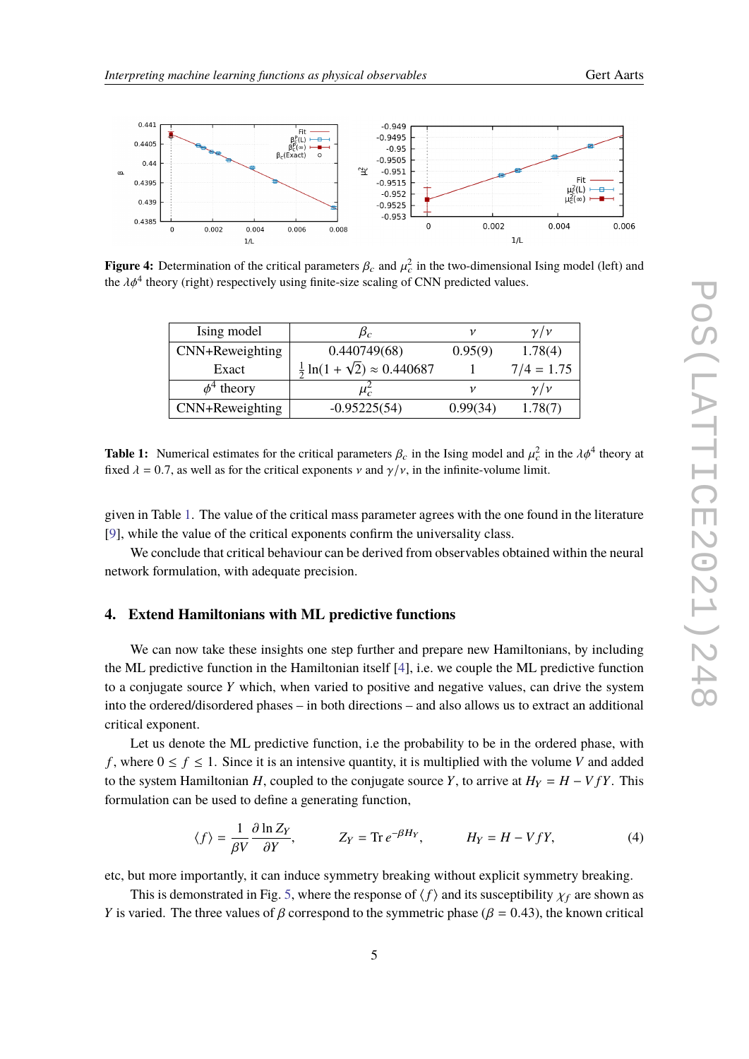**Figure 4:** Determination of the critical parameters $\beta_c$ and $\mu_c^2$ in the two-dimensional Ising model (left) and the $\lambda\phi^4$ theory (right) respectively using finite-size scaling of CNN predicted values.

| Ising model | $\beta_c$ | $\nu$ | $\gamma/\nu$ |
|---|---|---|---|
| CNN+Reweighting | 0.440749(68) | 0.95(9) | 1.78(4) |
| Exact | $\frac{1}{2}\ln(1+\sqrt{2}) \approx 0.440687$ | 1 | $7/4 = 1.75$ |
| $\phi^4$ theory | $\mu_c^2$ | $\nu$ | $\gamma/\nu$ |
| CNN+Reweighting | -0.95225(54) | 0.99(34) | 1.78(7) |

**Table 1:** Numerical estimates for the critical parameters $\beta_c$ in the Ising model and $\mu_c^2$ in the $\lambda\phi^4$ theory at fixed $\lambda = 0.7$, as well as for the critical exponents $\nu$ and $\gamma/\nu$, in the infinite-volume limit.

given in Table 1. The value of the critical mass parameter agrees with the one found in the literature [9], while the value of the critical exponents confirm the universality class.

We conclude that critical behaviour can be derived from observables obtained within the neural network formulation, with adequate precision.

## 4. Extend Hamiltonians with ML predictive functions

We can now take these insights one step further and prepare new Hamiltonians, by including the ML predictive function in the Hamiltonian itself [4], i.e. we couple the ML predictive function to a conjugate source $Y$ which, when varied to positive and negative values, can drive the system into the ordered/disordered phases – in both directions – and also allows us to extract an additional critical exponent.

Let us denote the ML predictive function, i.e the probability to be in the ordered phase, with $f$, where $0 \leq f \leq 1$. Since it is an intensive quantity, it is multiplied with the volume $V$ and added to the system Hamiltonian $H$, coupled to the conjugate source $Y$, to arrive at $H_Y = H - VfY$. This formulation can be used to define a generating function,

$$\langle f \rangle = \frac{1}{\beta V}\frac{\partial \ln Z_Y}{\partial Y}, \qquad Z_Y = \mathrm{Tr}\, e^{-\beta H_Y}, \qquad H_Y = H - VfY, \tag{4}$$

etc, but more importantly, it can induce symmetry breaking without explicit symmetry breaking.

This is demonstrated in Fig. 5, where the response of $\langle f \rangle$ and its susceptibility $\chi_f$ are shown as $Y$ is varied. The three values of $\beta$ correspond to the symmetric phase ($\beta = 0.43$), the known critical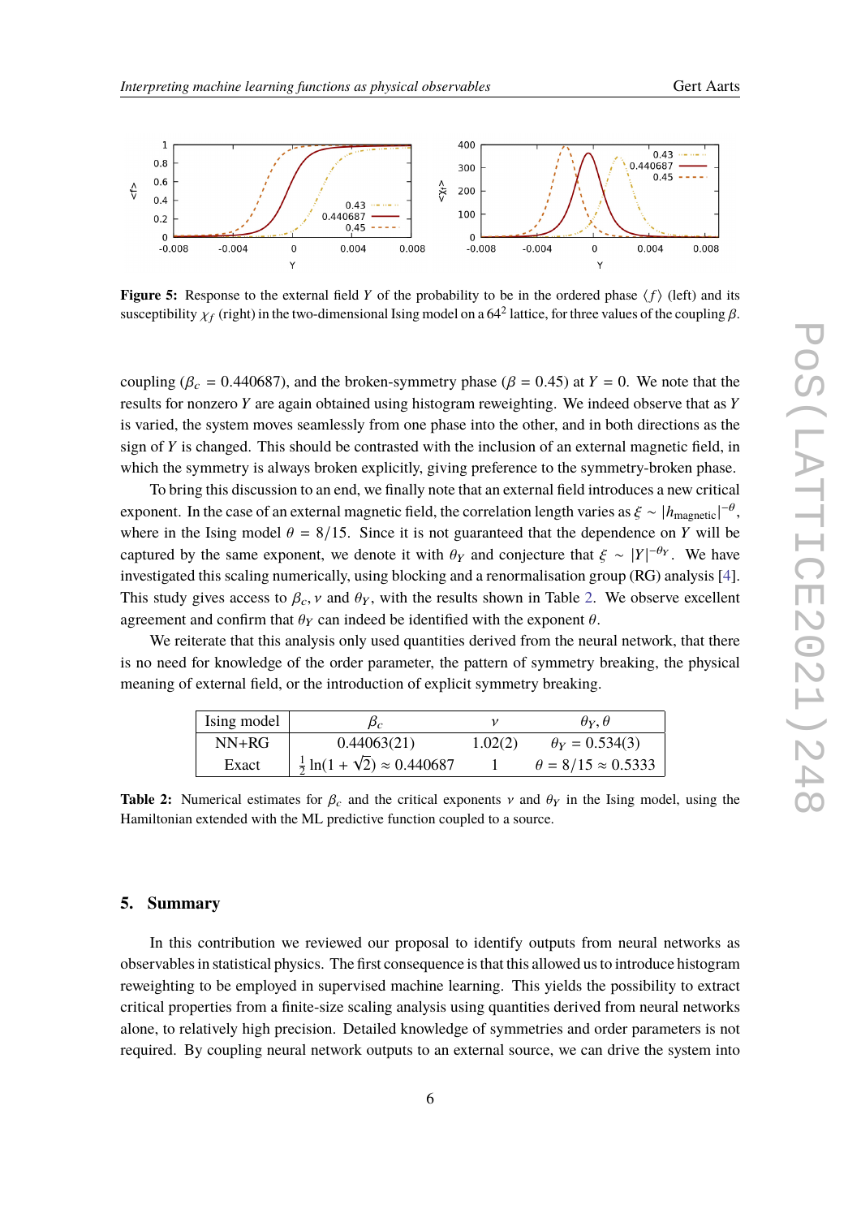**Figure 5:** Response to the external field $Y$ of the probability to be in the ordered phase $\langle f \rangle$ (left) and its susceptibility $\chi_f$ (right) in the two-dimensional Ising model on a $64^2$ lattice, for three values of the coupling $\beta$.

coupling ($\beta_c = 0.440687$), and the broken-symmetry phase ($\beta = 0.45$) at $Y = 0$. We note that the results for nonzero $Y$ are again obtained using histogram reweighting. We indeed observe that as $Y$ is varied, the system moves seamlessly from one phase into the other, and in both directions as the sign of $Y$ is changed. This should be contrasted with the inclusion of an external magnetic field, in which the symmetry is always broken explicitly, giving preference to the symmetry-broken phase.

To bring this discussion to an end, we finally note that an external field introduces a new critical exponent. In the case of an external magnetic field, the correlation length varies as $\xi \sim |h_{\text{magnetic}}|^{-\theta}$, where in the Ising model $\theta = 8/15$. Since it is not guaranteed that the dependence on $Y$ will be captured by the same exponent, we denote it with $\theta_Y$ and conjecture that $\xi \sim |Y|^{-\theta_Y}$. We have investigated this scaling numerically, using blocking and a renormalisation group (RG) analysis [4]. This study gives access to $\beta_c, \nu$ and $\theta_Y$, with the results shown in Table 2. We observe excellent agreement and confirm that $\theta_Y$ can indeed be identified with the exponent $\theta$.

We reiterate that this analysis only used quantities derived from the neural network, that there is no need for knowledge of the order parameter, the pattern of symmetry breaking, the physical meaning of external field, or the introduction of explicit symmetry breaking.

| Ising model | $\beta_c$ | $\nu$ | $\theta_Y, \theta$ |
|---|---|---|---|
| NN+RG | 0.44063(21) | 1.02(2) | $\theta_Y = 0.534(3)$ |
| Exact | $\frac{1}{2}\ln(1+\sqrt{2}) \approx 0.440687$ | 1 | $\theta = 8/15 \approx 0.5333$ |

**Table 2:** Numerical estimates for $\beta_c$ and the critical exponents $\nu$ and $\theta_Y$ in the Ising model, using the Hamiltonian extended with the ML predictive function coupled to a source.

## 5. Summary

In this contribution we reviewed our proposal to identify outputs from neural networks as observables in statistical physics. The first consequence is that this allowed us to introduce histogram reweighting to be employed in supervised machine learning. This yields the possibility to extract critical properties from a finite-size scaling analysis using quantities derived from neural networks alone, to relatively high precision. Detailed knowledge of symmetries and order parameters is not required. By coupling neural network outputs to an external source, we can drive the system into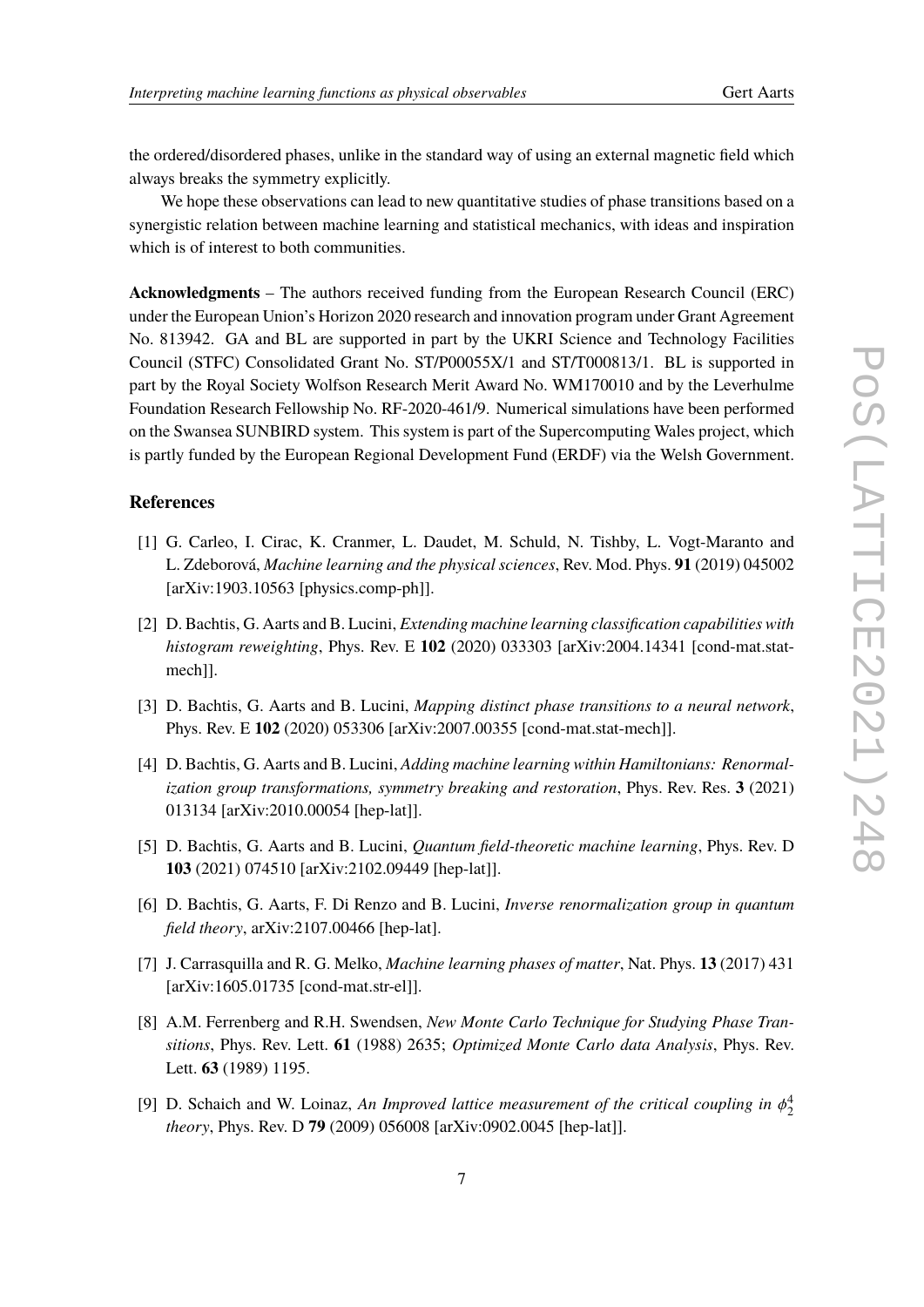the ordered/disordered phases, unlike in the standard way of using an external magnetic field which always breaks the symmetry explicitly.

We hope these observations can lead to new quantitative studies of phase transitions based on a synergistic relation between machine learning and statistical mechanics, with ideas and inspiration which is of interest to both communities.

**Acknowledgments** – The authors received funding from the European Research Council (ERC) under the European Union's Horizon 2020 research and innovation program under Grant Agreement No. 813942. GA and BL are supported in part by the UKRI Science and Technology Facilities Council (STFC) Consolidated Grant No. ST/P00055X/1 and ST/T000813/1. BL is supported in part by the Royal Society Wolfson Research Merit Award No. WM170010 and by the Leverhulme Foundation Research Fellowship No. RF-2020-461/9. Numerical simulations have been performed on the Swansea SUNBIRD system. This system is part of the Supercomputing Wales project, which is partly funded by the European Regional Development Fund (ERDF) via the Welsh Government.

## References

[1] G. Carleo, I. Cirac, K. Cranmer, L. Daudet, M. Schuld, N. Tishby, L. Vogt-Maranto and L. Zdeborová, *Machine learning and the physical sciences*, Rev. Mod. Phys. **91** (2019) 045002 [arXiv:1903.10563 [physics.comp-ph]].

[2] D. Bachtis, G. Aarts and B. Lucini, *Extending machine learning classification capabilities with histogram reweighting*, Phys. Rev. E **102** (2020) 033303 [arXiv:2004.14341 [cond-mat.stat-mech]].

[3] D. Bachtis, G. Aarts and B. Lucini, *Mapping distinct phase transitions to a neural network*, Phys. Rev. E **102** (2020) 053306 [arXiv:2007.00355 [cond-mat.stat-mech]].

[4] D. Bachtis, G. Aarts and B. Lucini, *Adding machine learning within Hamiltonians: Renormalization group transformations, symmetry breaking and restoration*, Phys. Rev. Res. **3** (2021) 013134 [arXiv:2010.00054 [hep-lat]].

[5] D. Bachtis, G. Aarts and B. Lucini, *Quantum field-theoretic machine learning*, Phys. Rev. D **103** (2021) 074510 [arXiv:2102.09449 [hep-lat]].

[6] D. Bachtis, G. Aarts, F. Di Renzo and B. Lucini, *Inverse renormalization group in quantum field theory*, arXiv:2107.00466 [hep-lat].

[7] J. Carrasquilla and R. G. Melko, *Machine learning phases of matter*, Nat. Phys. **13** (2017) 431 [arXiv:1605.01735 [cond-mat.str-el]].

[8] A.M. Ferrenberg and R.H. Swendsen, *New Monte Carlo Technique for Studying Phase Transitions*, Phys. Rev. Lett. **61** (1988) 2635; *Optimized Monte Carlo data Analysis*, Phys. Rev. Lett. **63** (1989) 1195.

[9] D. Schaich and W. Loinaz, *An Improved lattice measurement of the critical coupling in $\phi_2^4$ theory*, Phys. Rev. D **79** (2009) 056008 [arXiv:0902.0045 [hep-lat]].